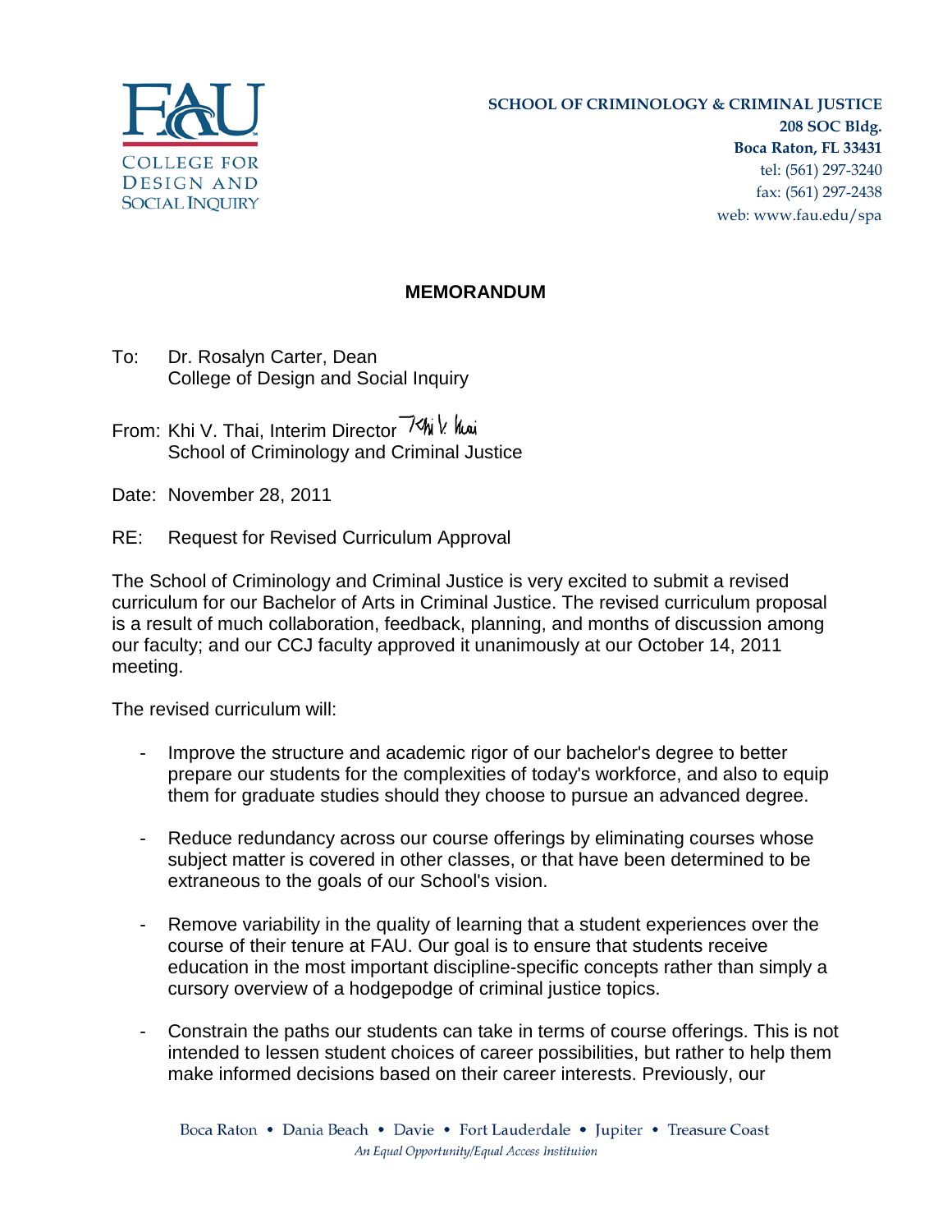FAU COLLEGE FOR DESIGN AND SOCIAL INQUIRY

**SCHOOL OF CRIMINOLOGY & CRIMINAL JUSTICE**
**208 SOC Bldg.**
**Boca Raton, FL 33431**
tel: (561) 297-3240
fax: (561) 297-2438
web: www.fau.edu/spa

## MEMORANDUM

To: Dr. Rosalyn Carter, Dean
College of Design and Social Inquiry

From: Khi V. Thai, Interim Director
School of Criminology and Criminal Justice

Date: November 28, 2011

RE: Request for Revised Curriculum Approval

The School of Criminology and Criminal Justice is very excited to submit a revised curriculum for our Bachelor of Arts in Criminal Justice. The revised curriculum proposal is a result of much collaboration, feedback, planning, and months of discussion among our faculty; and our CCJ faculty approved it unanimously at our October 14, 2011 meeting.

The revised curriculum will:

- Improve the structure and academic rigor of our bachelor's degree to better prepare our students for the complexities of today's workforce, and also to equip them for graduate studies should they choose to pursue an advanced degree.

- Reduce redundancy across our course offerings by eliminating courses whose subject matter is covered in other classes, or that have been determined to be extraneous to the goals of our School's vision.

- Remove variability in the quality of learning that a student experiences over the course of their tenure at FAU. Our goal is to ensure that students receive education in the most important discipline-specific concepts rather than simply a cursory overview of a hodgepodge of criminal justice topics.

- Constrain the paths our students can take in terms of course offerings. This is not intended to lessen student choices of career possibilities, but rather to help them make informed decisions based on their career interests. Previously, our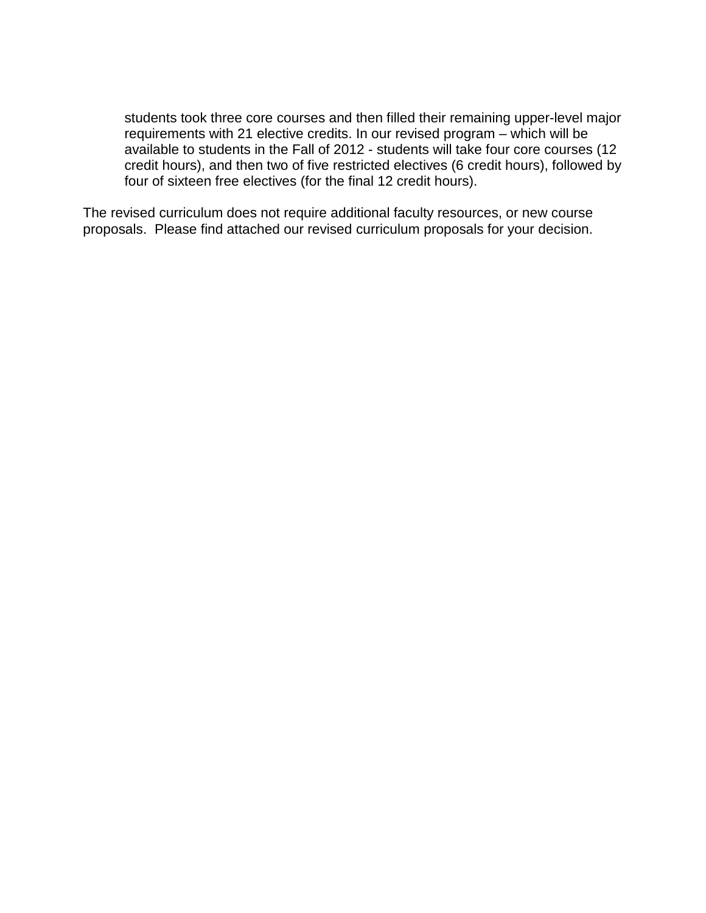students took three core courses and then filled their remaining upper-level major requirements with 21 elective credits. In our revised program – which will be available to students in the Fall of 2012 - students will take four core courses (12 credit hours), and then two of five restricted electives (6 credit hours), followed by four of sixteen free electives (for the final 12 credit hours).

The revised curriculum does not require additional faculty resources, or new course proposals. Please find attached our revised curriculum proposals for your decision.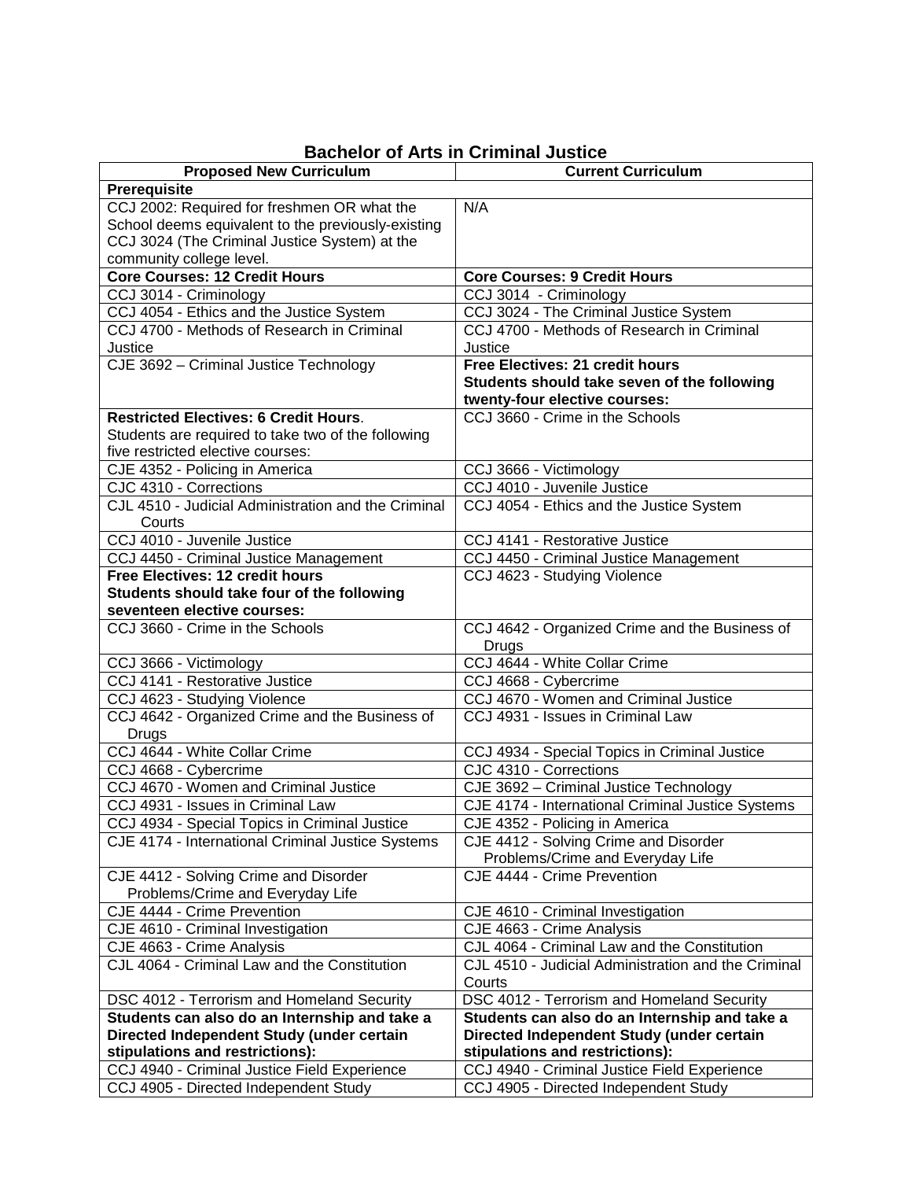## Bachelor of Arts in Criminal Justice

| Proposed New Curriculum | Current Curriculum |
|---|---|
| **Prerequisite** | |
| CCJ 2002: Required for freshmen OR what the School deems equivalent to the previously-existing CCJ 3024 (The Criminal Justice System) at the community college level. | N/A |
| **Core Courses: 12 Credit Hours** | **Core Courses: 9 Credit Hours** |
| CCJ 3014 - Criminology | CCJ 3014 - Criminology |
| CCJ 4054 - Ethics and the Justice System | CCJ 3024 - The Criminal Justice System |
| CCJ 4700 - Methods of Research in Criminal Justice | CCJ 4700 - Methods of Research in Criminal Justice |
| CJE 3692 – Criminal Justice Technology | **Free Electives: 21 credit hours Students should take seven of the following twenty-four elective courses:** |
| **Restricted Electives: 6 Credit Hours**. Students are required to take two of the following five restricted elective courses: | CCJ 3660 - Crime in the Schools |
| CJE 4352 - Policing in America | CCJ 3666 - Victimology |
| CJC 4310 - Corrections | CCJ 4010 - Juvenile Justice |
| CJL 4510 - Judicial Administration and the Criminal Courts | CCJ 4054 - Ethics and the Justice System |
| CCJ 4010 - Juvenile Justice | CCJ 4141 - Restorative Justice |
| CCJ 4450 - Criminal Justice Management | CCJ 4450 - Criminal Justice Management |
| **Free Electives: 12 credit hours Students should take four of the following seventeen elective courses:** | CCJ 4623 - Studying Violence |
| CCJ 3660 - Crime in the Schools | CCJ 4642 - Organized Crime and the Business of Drugs |
| CCJ 3666 - Victimology | CCJ 4644 - White Collar Crime |
| CCJ 4141 - Restorative Justice | CCJ 4668 - Cybercrime |
| CCJ 4623 - Studying Violence | CCJ 4670 - Women and Criminal Justice |
| CCJ 4642 - Organized Crime and the Business of Drugs | CCJ 4931 - Issues in Criminal Law |
| CCJ 4644 - White Collar Crime | CCJ 4934 - Special Topics in Criminal Justice |
| CCJ 4668 - Cybercrime | CJC 4310 - Corrections |
| CCJ 4670 - Women and Criminal Justice | CJE 3692 – Criminal Justice Technology |
| CCJ 4931 - Issues in Criminal Law | CJE 4174 - International Criminal Justice Systems |
| CCJ 4934 - Special Topics in Criminal Justice | CJE 4352 - Policing in America |
| CJE 4174 - International Criminal Justice Systems | CJE 4412 - Solving Crime and Disorder Problems/Crime and Everyday Life |
| CJE 4412 - Solving Crime and Disorder Problems/Crime and Everyday Life | CJE 4444 - Crime Prevention |
| CJE 4444 - Crime Prevention | CJE 4610 - Criminal Investigation |
| CJE 4610 - Criminal Investigation | CJE 4663 - Crime Analysis |
| CJE 4663 - Crime Analysis | CJL 4064 - Criminal Law and the Constitution |
| CJL 4064 - Criminal Law and the Constitution | CJL 4510 - Judicial Administration and the Criminal Courts |
| DSC 4012 - Terrorism and Homeland Security | DSC 4012 - Terrorism and Homeland Security |
| **Students can also do an Internship and take a Directed Independent Study (under certain stipulations and restrictions):** | **Students can also do an Internship and take a Directed Independent Study (under certain stipulations and restrictions):** |
| CCJ 4940 - Criminal Justice Field Experience | CCJ 4940 - Criminal Justice Field Experience |
| CCJ 4905 - Directed Independent Study | CCJ 4905 - Directed Independent Study |